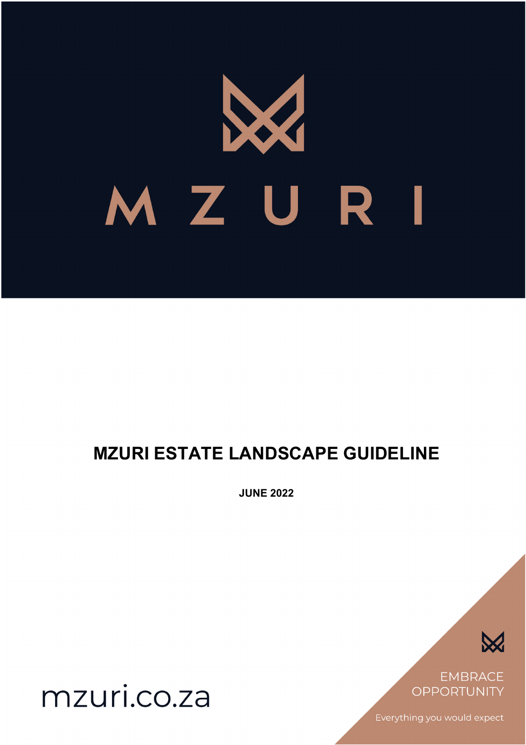# MZURI

## MZURI ESTATE LANDSCAPE GUIDELINE

**JUNE 2022**

mzuri.co.za

EMBRACE OPPORTUNITY

Everything you would expect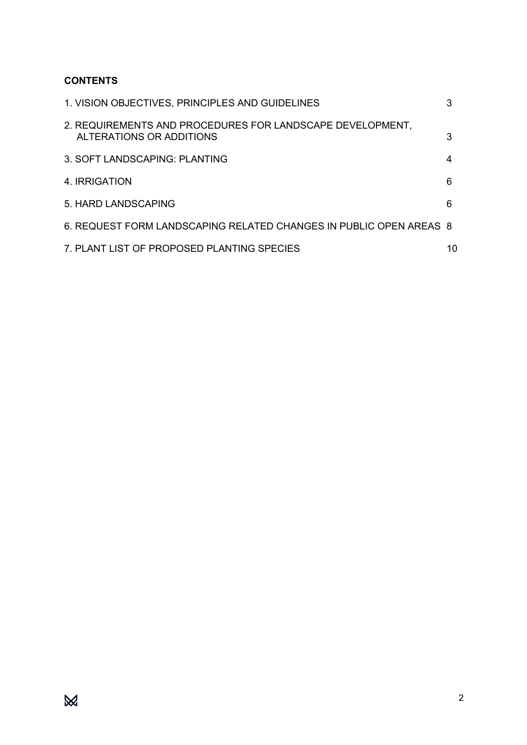## CONTENTS

| | |
|---|---|
| 1. VISION OBJECTIVES, PRINCIPLES AND GUIDELINES | 3 |
| 2. REQUIREMENTS AND PROCEDURES FOR LANDSCAPE DEVELOPMENT, ALTERATIONS OR ADDITIONS | 3 |
| 3. SOFT LANDSCAPING: PLANTING | 4 |
| 4. IRRIGATION | 6 |
| 5. HARD LANDSCAPING | 6 |
| 6. REQUEST FORM LANDSCAPING RELATED CHANGES IN PUBLIC OPEN AREAS | 8 |
| 7. PLANT LIST OF PROPOSED PLANTING SPECIES | 10 |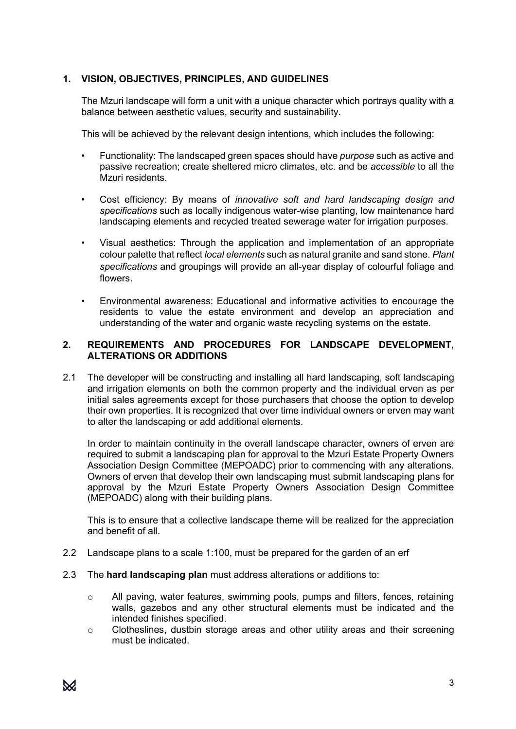## 1. VISION, OBJECTIVES, PRINCIPLES, AND GUIDELINES

The Mzuri landscape will form a unit with a unique character which portrays quality with a balance between aesthetic values, security and sustainability.

This will be achieved by the relevant design intentions, which includes the following:

- Functionality: The landscaped green spaces should have *purpose* such as active and passive recreation; create sheltered micro climates, etc. and be *accessible* to all the Mzuri residents.
- Cost efficiency: By means of *innovative soft and hard landscaping design and specifications* such as locally indigenous water-wise planting, low maintenance hard landscaping elements and recycled treated sewerage water for irrigation purposes.
- Visual aesthetics: Through the application and implementation of an appropriate colour palette that reflect *local elements* such as natural granite and sand stone. *Plant specifications* and groupings will provide an all-year display of colourful foliage and flowers.
- Environmental awareness: Educational and informative activities to encourage the residents to value the estate environment and develop an appreciation and understanding of the water and organic waste recycling systems on the estate.

## 2. REQUIREMENTS AND PROCEDURES FOR LANDSCAPE DEVELOPMENT, ALTERATIONS OR ADDITIONS

2.1 The developer will be constructing and installing all hard landscaping, soft landscaping and irrigation elements on both the common property and the individual erven as per initial sales agreements except for those purchasers that choose the option to develop their own properties. It is recognized that over time individual owners or erven may want to alter the landscaping or add additional elements.

In order to maintain continuity in the overall landscape character, owners of erven are required to submit a landscaping plan for approval to the Mzuri Estate Property Owners Association Design Committee (MEPOADC) prior to commencing with any alterations. Owners of erven that develop their own landscaping must submit landscaping plans for approval by the Mzuri Estate Property Owners Association Design Committee (MEPOADC) along with their building plans.

This is to ensure that a collective landscape theme will be realized for the appreciation and benefit of all.

2.2 Landscape plans to a scale 1:100, must be prepared for the garden of an erf

2.3 The **hard landscaping plan** must address alterations or additions to:

- All paving, water features, swimming pools, pumps and filters, fences, retaining walls, gazebos and any other structural elements must be indicated and the intended finishes specified.
- Clotheslines, dustbin storage areas and other utility areas and their screening must be indicated.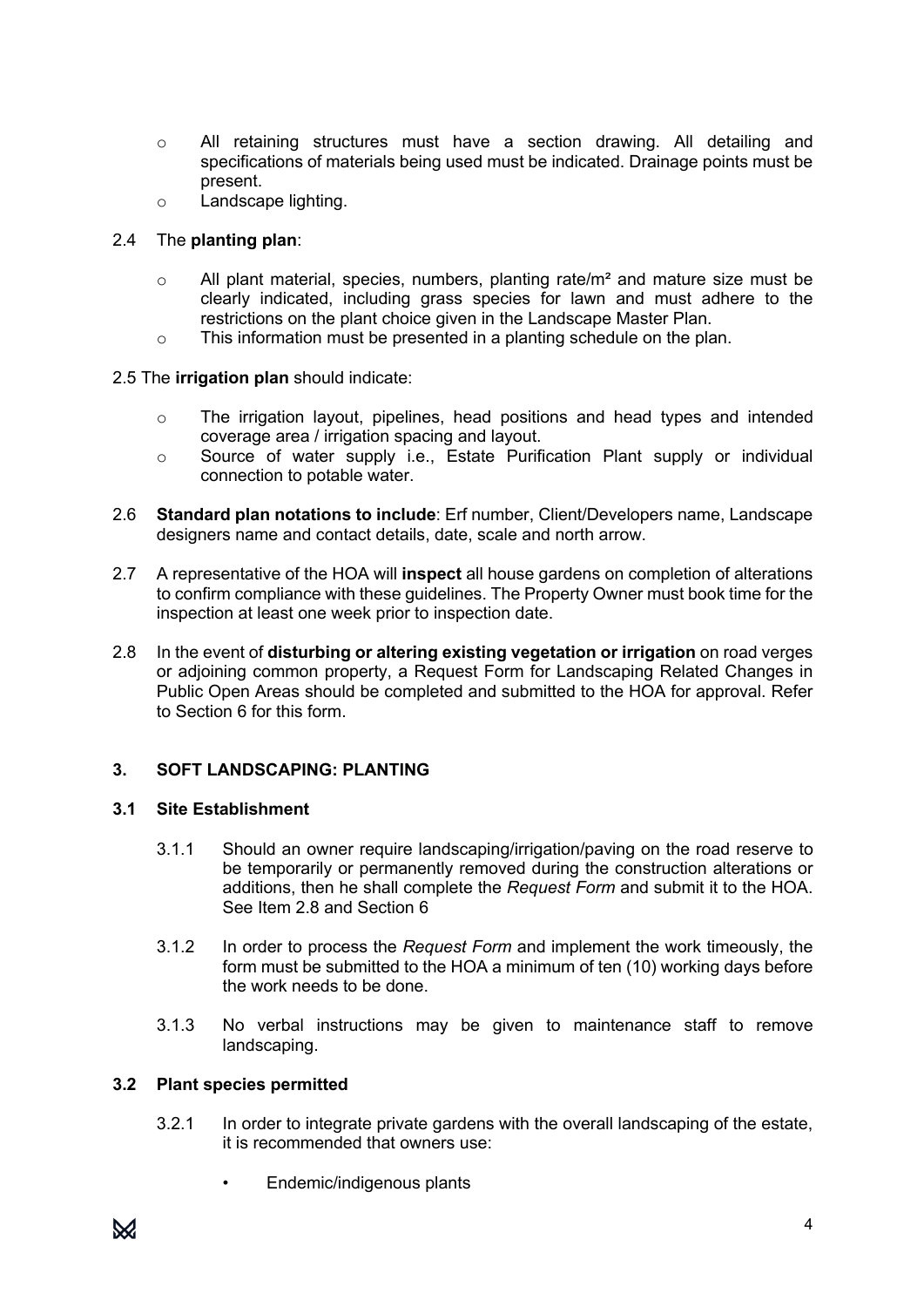- All retaining structures must have a section drawing. All detailing and specifications of materials being used must be indicated. Drainage points must be present.
- Landscape lighting.

2.4 The **planting plan**:

- All plant material, species, numbers, planting rate/m² and mature size must be clearly indicated, including grass species for lawn and must adhere to the restrictions on the plant choice given in the Landscape Master Plan.
- This information must be presented in a planting schedule on the plan.

2.5 The **irrigation plan** should indicate:

- The irrigation layout, pipelines, head positions and head types and intended coverage area / irrigation spacing and layout.
- Source of water supply i.e., Estate Purification Plant supply or individual connection to potable water.

2.6 **Standard plan notations to include**: Erf number, Client/Developers name, Landscape designers name and contact details, date, scale and north arrow.

2.7 A representative of the HOA will **inspect** all house gardens on completion of alterations to confirm compliance with these guidelines. The Property Owner must book time for the inspection at least one week prior to inspection date.

2.8 In the event of **disturbing or altering existing vegetation or irrigation** on road verges or adjoining common property, a Request Form for Landscaping Related Changes in Public Open Areas should be completed and submitted to the HOA for approval. Refer to Section 6 for this form.

## 3. SOFT LANDSCAPING: PLANTING

### 3.1 Site Establishment

3.1.1 Should an owner require landscaping/irrigation/paving on the road reserve to be temporarily or permanently removed during the construction alterations or additions, then he shall complete the *Request Form* and submit it to the HOA. See Item 2.8 and Section 6

3.1.2 In order to process the *Request Form* and implement the work timeously, the form must be submitted to the HOA a minimum of ten (10) working days before the work needs to be done.

3.1.3 No verbal instructions may be given to maintenance staff to remove landscaping.

### 3.2 Plant species permitted

3.2.1 In order to integrate private gardens with the overall landscaping of the estate, it is recommended that owners use:

- Endemic/indigenous plants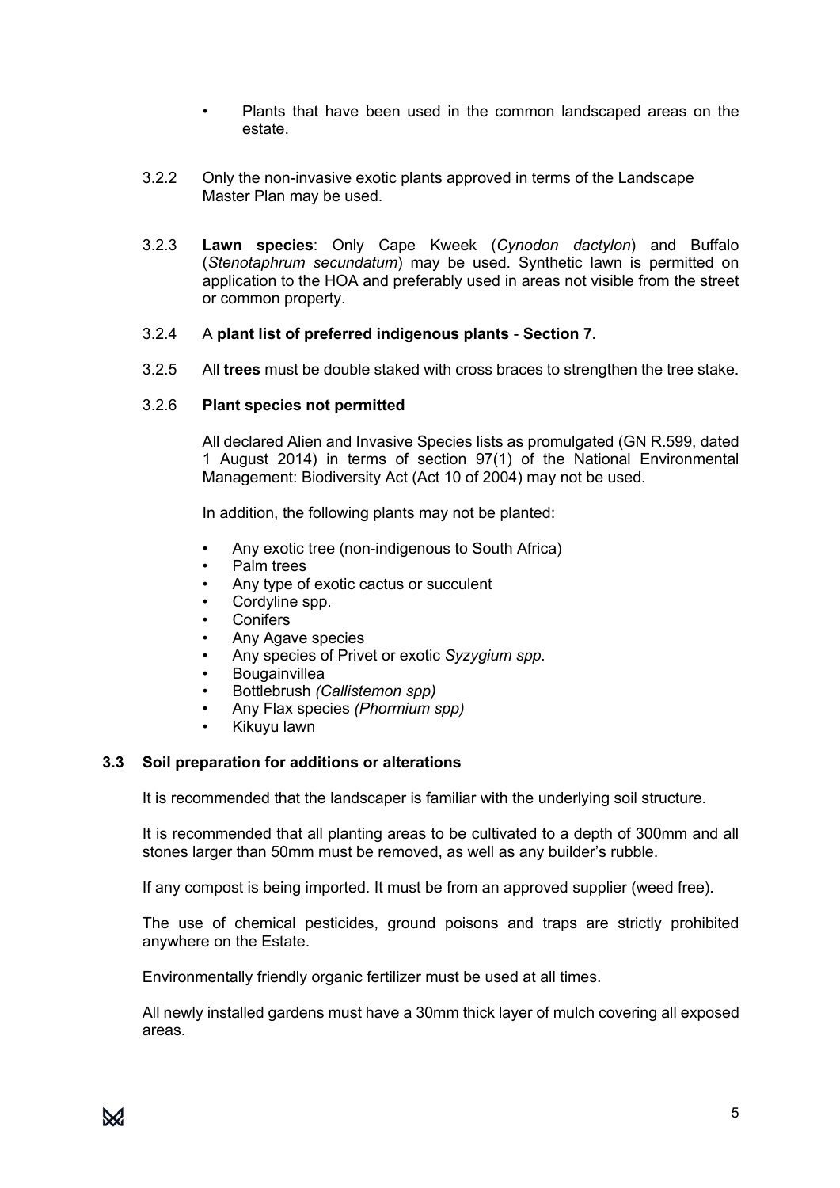- Plants that have been used in the common landscaped areas on the estate.

3.2.2 Only the non-invasive exotic plants approved in terms of the Landscape Master Plan may be used.

3.2.3 **Lawn species**: Only Cape Kweek (*Cynodon dactylon*) and Buffalo (*Stenotaphrum secundatum*) may be used. Synthetic lawn is permitted on application to the HOA and preferably used in areas not visible from the street or common property.

3.2.4 A **plant list of preferred indigenous plants** - **Section 7.**

3.2.5 All **trees** must be double staked with cross braces to strengthen the tree stake.

3.2.6 **Plant species not permitted**

All declared Alien and Invasive Species lists as promulgated (GN R.599, dated 1 August 2014) in terms of section 97(1) of the National Environmental Management: Biodiversity Act (Act 10 of 2004) may not be used.

In addition, the following plants may not be planted:

- Any exotic tree (non-indigenous to South Africa)
- Palm trees
- Any type of exotic cactus or succulent
- Cordyline spp.
- Conifers
- Any Agave species
- Any species of Privet or exotic *Syzygium spp.*
- Bougainvillea
- Bottlebrush *(Callistemon spp)*
- Any Flax species *(Phormium spp)*
- Kikuyu lawn

### 3.3 Soil preparation for additions or alterations

It is recommended that the landscaper is familiar with the underlying soil structure.

It is recommended that all planting areas to be cultivated to a depth of 300mm and all stones larger than 50mm must be removed, as well as any builder's rubble.

If any compost is being imported. It must be from an approved supplier (weed free).

The use of chemical pesticides, ground poisons and traps are strictly prohibited anywhere on the Estate.

Environmentally friendly organic fertilizer must be used at all times.

All newly installed gardens must have a 30mm thick layer of mulch covering all exposed areas.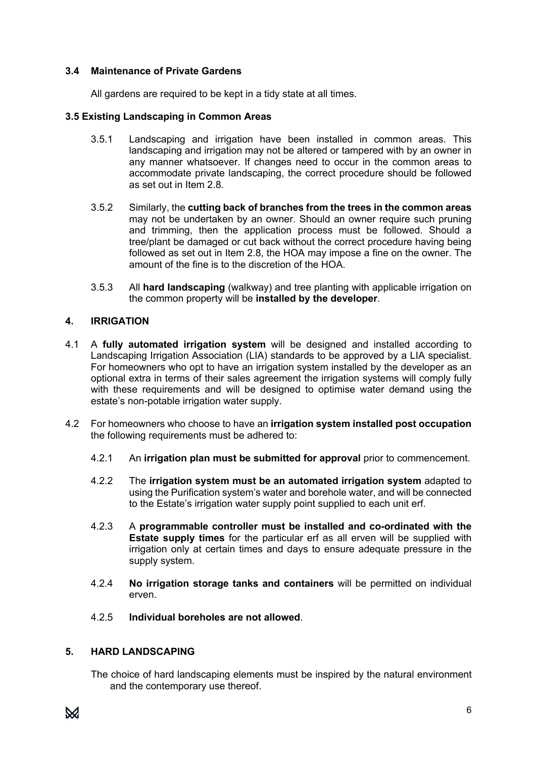### 3.4 Maintenance of Private Gardens

All gardens are required to be kept in a tidy state at all times.

### 3.5 Existing Landscaping in Common Areas

3.5.1 Landscaping and irrigation have been installed in common areas. This landscaping and irrigation may not be altered or tampered with by an owner in any manner whatsoever. If changes need to occur in the common areas to accommodate private landscaping, the correct procedure should be followed as set out in Item 2.8.

3.5.2 Similarly, the **cutting back of branches from the trees in the common areas** may not be undertaken by an owner. Should an owner require such pruning and trimming, then the application process must be followed. Should a tree/plant be damaged or cut back without the correct procedure having being followed as set out in Item 2.8, the HOA may impose a fine on the owner. The amount of the fine is to the discretion of the HOA.

3.5.3 All **hard landscaping** (walkway) and tree planting with applicable irrigation on the common property will be **installed by the developer**.

## 4. IRRIGATION

4.1 A **fully automated irrigation system** will be designed and installed according to Landscaping Irrigation Association (LIA) standards to be approved by a LIA specialist. For homeowners who opt to have an irrigation system installed by the developer as an optional extra in terms of their sales agreement the irrigation systems will comply fully with these requirements and will be designed to optimise water demand using the estate's non-potable irrigation water supply.

4.2 For homeowners who choose to have an **irrigation system installed post occupation** the following requirements must be adhered to:

4.2.1 An **irrigation plan must be submitted for approval** prior to commencement.

4.2.2 The **irrigation system must be an automated irrigation system** adapted to using the Purification system's water and borehole water, and will be connected to the Estate's irrigation water supply point supplied to each unit erf.

4.2.3 A **programmable controller must be installed and co-ordinated with the Estate supply times** for the particular erf as all erven will be supplied with irrigation only at certain times and days to ensure adequate pressure in the supply system.

4.2.4 **No irrigation storage tanks and containers** will be permitted on individual erven.

4.2.5 **Individual boreholes are not allowed**.

## 5. HARD LANDSCAPING

The choice of hard landscaping elements must be inspired by the natural environment and the contemporary use thereof.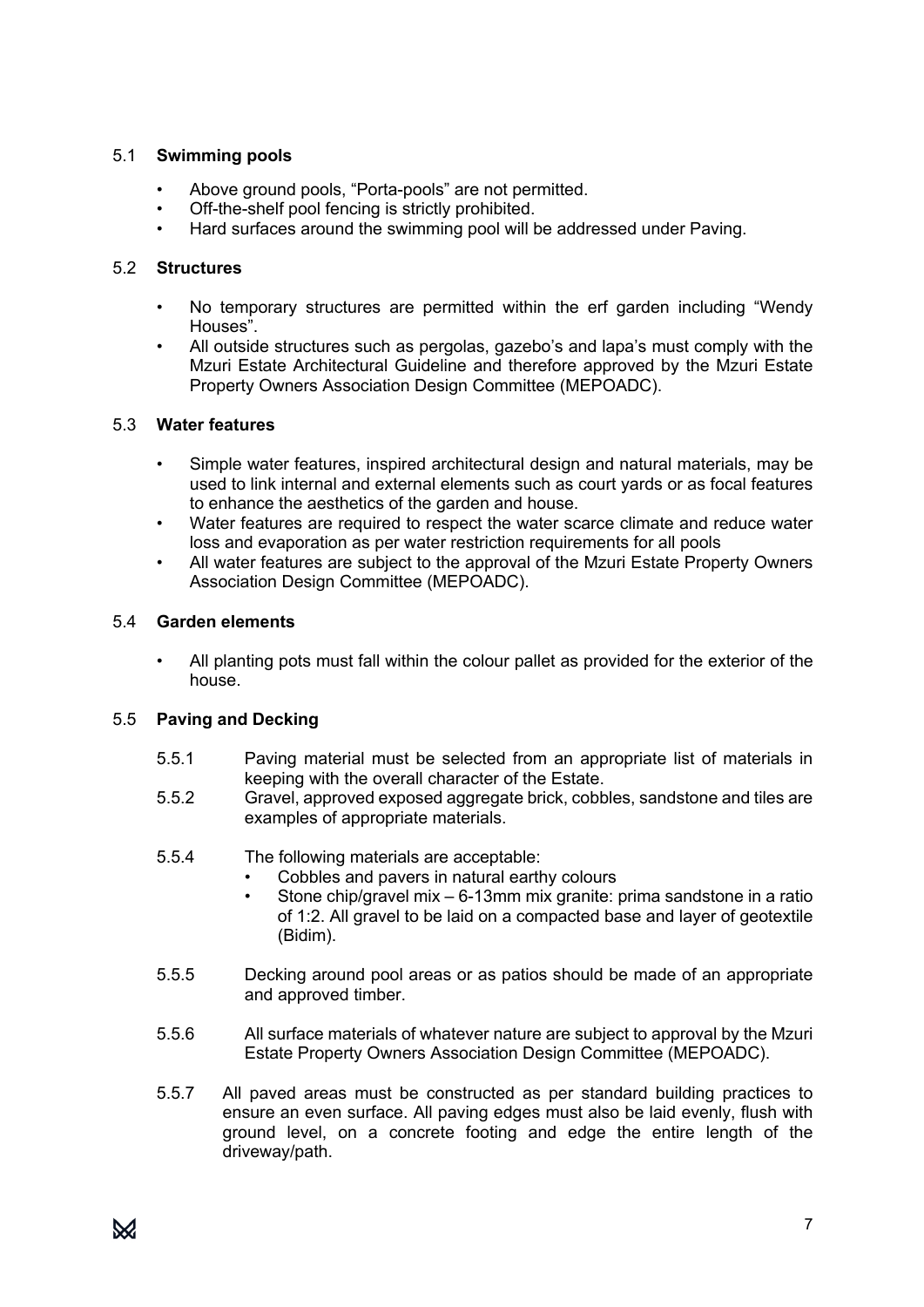### 5.1 **Swimming pools**

- Above ground pools, "Porta-pools" are not permitted.
- Off-the-shelf pool fencing is strictly prohibited.
- Hard surfaces around the swimming pool will be addressed under Paving.

### 5.2 **Structures**

- No temporary structures are permitted within the erf garden including "Wendy Houses".
- All outside structures such as pergolas, gazebo's and lapa's must comply with the Mzuri Estate Architectural Guideline and therefore approved by the Mzuri Estate Property Owners Association Design Committee (MEPOADC).

### 5.3 **Water features**

- Simple water features, inspired architectural design and natural materials, may be used to link internal and external elements such as court yards or as focal features to enhance the aesthetics of the garden and house.
- Water features are required to respect the water scarce climate and reduce water loss and evaporation as per water restriction requirements for all pools
- All water features are subject to the approval of the Mzuri Estate Property Owners Association Design Committee (MEPOADC).

### 5.4 **Garden elements**

- All planting pots must fall within the colour pallet as provided for the exterior of the house.

### 5.5 **Paving and Decking**

5.5.1 Paving material must be selected from an appropriate list of materials in keeping with the overall character of the Estate.

5.5.2 Gravel, approved exposed aggregate brick, cobbles, sandstone and tiles are examples of appropriate materials.

5.5.4 The following materials are acceptable:
- Cobbles and pavers in natural earthy colours
- Stone chip/gravel mix – 6-13mm mix granite: prima sandstone in a ratio of 1:2. All gravel to be laid on a compacted base and layer of geotextile (Bidim).

5.5.5 Decking around pool areas or as patios should be made of an appropriate and approved timber.

5.5.6 All surface materials of whatever nature are subject to approval by the Mzuri Estate Property Owners Association Design Committee (MEPOADC).

5.5.7 All paved areas must be constructed as per standard building practices to ensure an even surface. All paving edges must also be laid evenly, flush with ground level, on a concrete footing and edge the entire length of the driveway/path.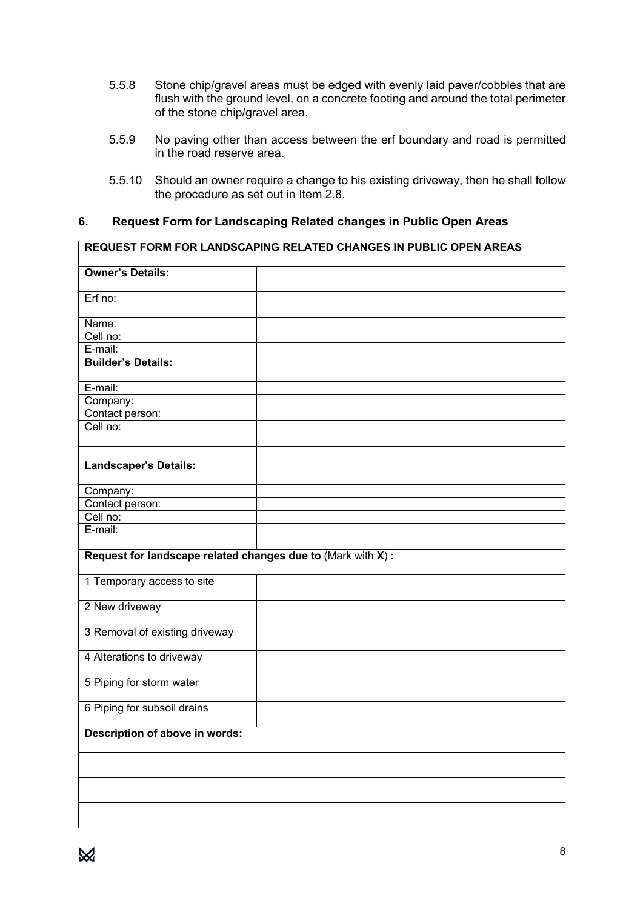5.5.8 Stone chip/gravel areas must be edged with evenly laid paver/cobbles that are flush with the ground level, on a concrete footing and around the total perimeter of the stone chip/gravel area.

5.5.9 No paving other than access between the erf boundary and road is permitted in the road reserve area.

5.5.10 Should an owner require a change to his existing driveway, then he shall follow the procedure as set out in Item 2.8.

## 6. Request Form for Landscaping Related changes in Public Open Areas

| **REQUEST FORM FOR LANDSCAPING RELATED CHANGES IN PUBLIC OPEN AREAS** | |
|---|---|
| **Owner's Details:** | |
| Erf no: | |
| Name: | |
| Cell no: | |
| E-mail: | |
| **Builder's Details:** | |
| E-mail: | |
| Company: | |
| Contact person: | |
| Cell no: | |
| | |
| | |
| **Landscaper's Details:** | |
| Company: | |
| Contact person: | |
| Cell no: | |
| E-mail: | |
| | |
| **Request for landscape related changes due to** (Mark with **X**) **:** | |
| 1 Temporary access to site | |
| 2 New driveway | |
| 3 Removal of existing driveway | |
| 4 Alterations to driveway | |
| 5 Piping for storm water | |
| 6 Piping for subsoil drains | |
| **Description of above in words:** | |
| | |
| | |
| | |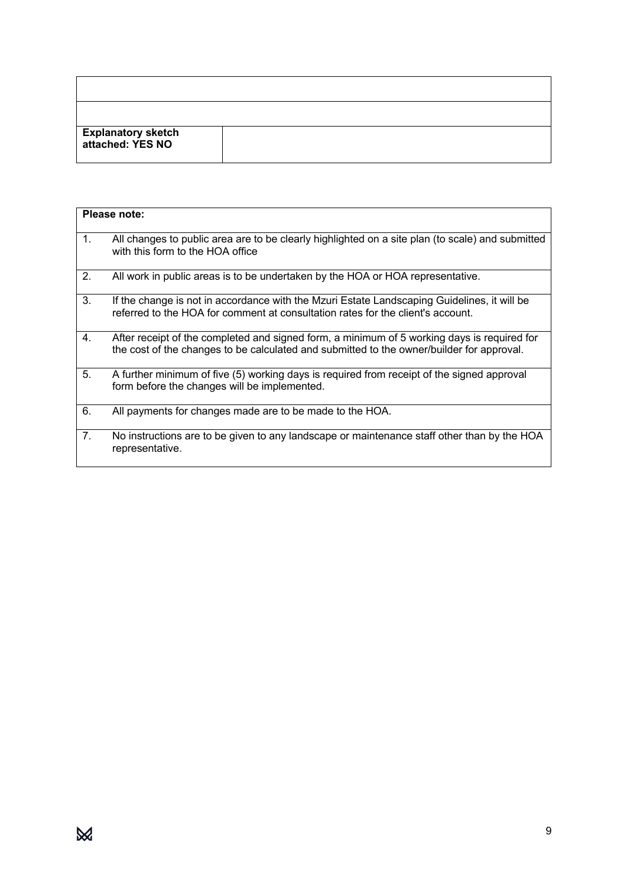| | |
|---|---|
| | |
| | |
| **Explanatory sketch attached: YES NO** | |

| **Please note:** | |
|---|---|
| 1. | All changes to public area are to be clearly highlighted on a site plan (to scale) and submitted with this form to the HOA office |
| 2. | All work in public areas is to be undertaken by the HOA or HOA representative. |
| 3. | If the change is not in accordance with the Mzuri Estate Landscaping Guidelines, it will be referred to the HOA for comment at consultation rates for the client's account. |
| 4. | After receipt of the completed and signed form, a minimum of 5 working days is required for the cost of the changes to be calculated and submitted to the owner/builder for approval. |
| 5. | A further minimum of five (5) working days is required from receipt of the signed approval form before the changes will be implemented. |
| 6. | All payments for changes made are to be made to the HOA. |
| 7. | No instructions are to be given to any landscape or maintenance staff other than by the HOA representative. |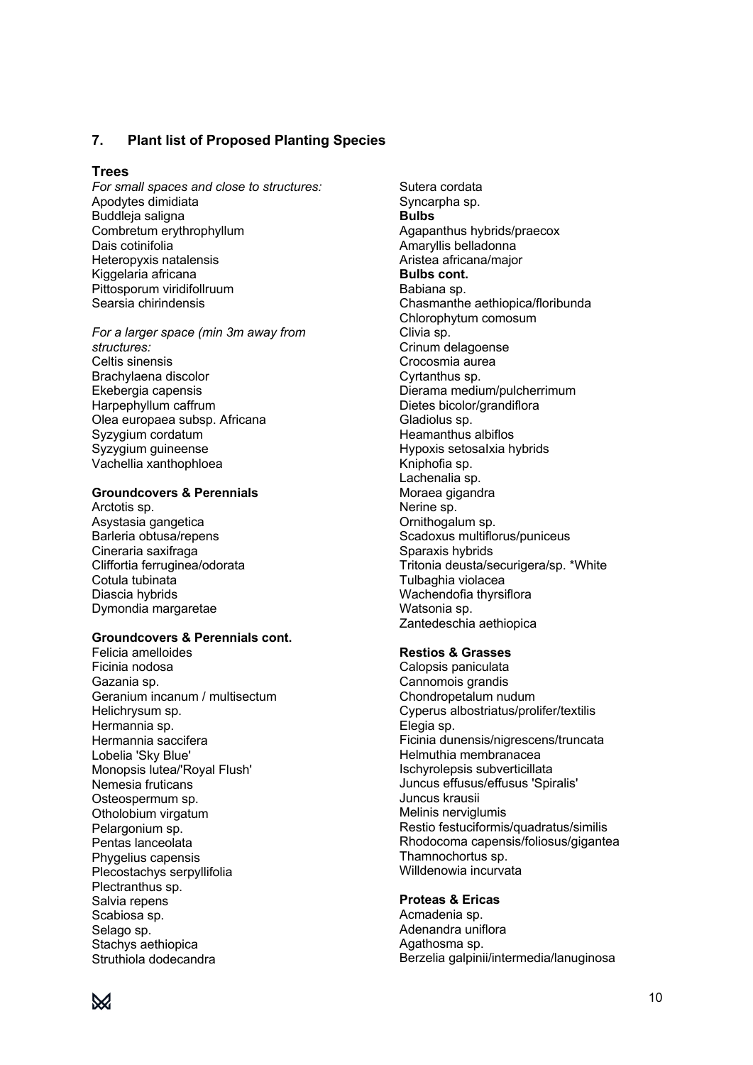## 7. Plant list of Proposed Planting Species

### Trees

*For small spaces and close to structures:*
Apodytes dimidiata
Buddleja saligna
Combretum erythrophyllum
Dais cotinifolia
Heteropyxis natalensis
Kiggelaria africana
Pittosporum viridifollruum
Searsia chirindensis

*For a larger space (min 3m away from structures:*
Celtis sinensis
Brachylaena discolor
Ekebergia capensis
Harpephyllum caffrum
Olea europaea subsp. Africana
Syzygium cordatum
Syzygium guineense
Vachellia xanthophloea

**Groundcovers & Perennials**
Arctotis sp.
Asystasia gangetica
Barleria obtusa/repens
Cineraria saxifraga
Cliffortia ferruginea/odorata
Cotula tubinata
Diascia hybrids
Dymondia margaretae

**Groundcovers & Perennials cont.**
Felicia amelloides
Ficinia nodosa
Gazania sp.
Geranium incanum / multisectum
Helichrysum sp.
Hermannia sp.
Hermannia saccifera
Lobelia 'Sky Blue'
Monopsis lutea/'Royal Flush'
Nemesia fruticans
Osteospermum sp.
Otholobium virgatum
Pelargonium sp.
Pentas lanceolata
Phygelius capensis
Plecostachys serpyllifolia
Plectranthus sp.
Salvia repens
Scabiosa sp.
Selago sp.
Stachys aethiopica
Struthiola dodecandra
Sutera cordata
Syncarpha sp.

**Bulbs**
Agapanthus hybrids/praecox
Amaryllis belladonna
Aristea africana/major

**Bulbs cont.**
Babiana sp.
Chasmanthe aethiopica/floribunda
Chlorophytum comosum
Clivia sp.
Crinum delagoense
Crocosmia aurea
Cyrtanthus sp.
Dierama medium/pulcherrimum
Dietes bicolor/grandiflora
Gladiolus sp.
Heamanthus albiflos
Hypoxis setosaIxia hybrids
Kniphofia sp.
Lachenalia sp.
Moraea gigandra
Nerine sp.
Ornithogalum sp.
Scadoxus multiflorus/puniceus
Sparaxis hybrids
Tritonia deusta/securigera/sp. *White
Tulbaghia violacea
Wachendofia thyrsiflora
Watsonia sp.
Zantedeschia aethiopica

**Restios & Grasses**
Calopsis paniculata
Cannomois grandis
Chondropetalum nudum
Cyperus albostriatus/prolifer/textilis
Elegia sp.
Ficinia dunensis/nigrescens/truncata
Helmuthia membranacea
Ischyrolepsis subverticillata
Juncus effusus/effusus 'Spiralis'
Juncus krausii
Melinis nerviglumis
Restio festuciformis/quadratus/similis
Rhodocoma capensis/foliosus/gigantea
Thamnochortus sp.
Willdenowia incurvata

**Proteas & Ericas**
Acmadenia sp.
Adenandra uniflora
Agathosma sp.
Berzelia galpinii/intermedia/lanuginosa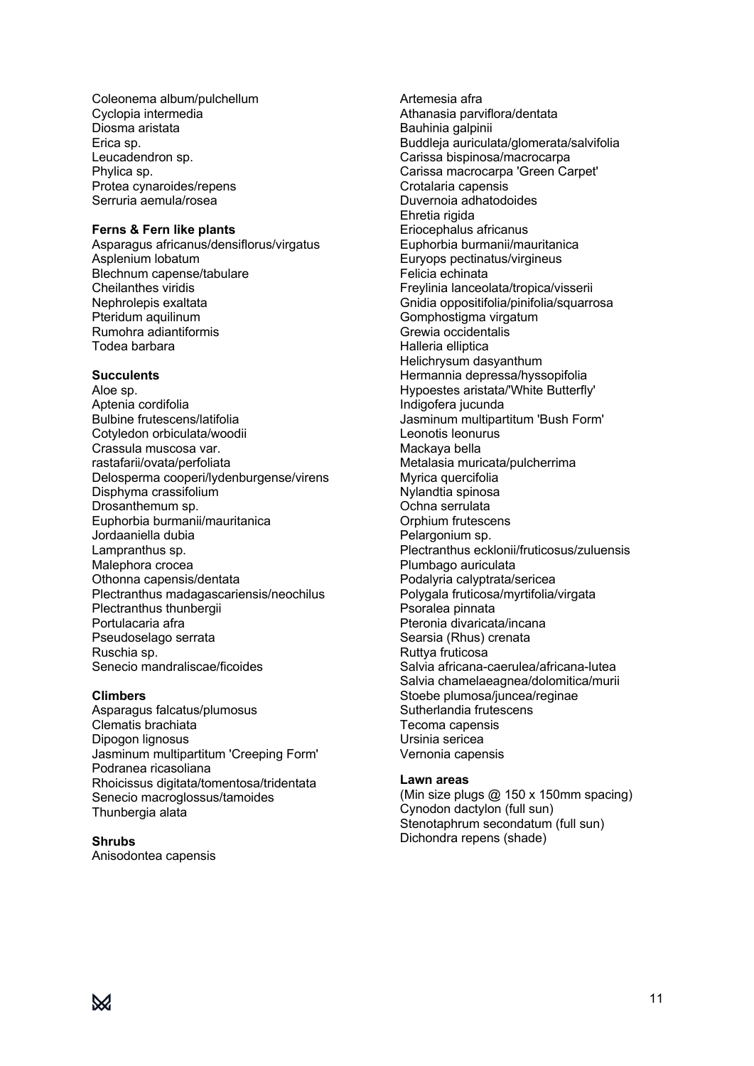Coleonema album/pulchellum
Cyclopia intermedia
Diosma aristata
Erica sp.
Leucadendron sp.
Phylica sp.
Protea cynaroides/repens
Serruria aemula/rosea

**Ferns & Fern like plants**

Asparagus africanus/densiflorus/virgatus
Asplenium lobatum
Blechnum capense/tabulare
Cheilanthes viridis
Nephrolepis exaltata
Pteridum aquilinum
Rumohra adiantiformis
Todea barbara

**Succulents**

Aloe sp.
Aptenia cordifolia
Bulbine frutescens/latifolia
Cotyledon orbiculata/woodii
Crassula muscosa var.
rastafarii/ovata/perfoliata
Delosperma cooperi/lydenburgense/virens
Disphyma crassifolium
Drosanthemum sp.
Euphorbia burmanii/mauritanica
Jordaaniella dubia
Lampranthus sp.
Malephora crocea
Othonna capensis/dentata
Plectranthus madagascariensis/neochilus
Plectranthus thunbergii
Portulacaria afra
Pseudoselago serrata
Ruschia sp.
Senecio mandraliscae/ficoides

**Climbers**

Asparagus falcatus/plumosus
Clematis brachiata
Dipogon lignosus
Jasminum multipartitum 'Creeping Form'
Podranea ricasoliana
Rhoicissus digitata/tomentosa/tridentata
Senecio macroglossus/tamoides
Thunbergia alata

**Shrubs**

Anisodontea capensis
Artemesia afra
Athanasia parviflora/dentata
Bauhinia galpinii
Buddleja auriculata/glomerata/salvifolia
Carissa bispinosa/macrocarpa
Carissa macrocarpa 'Green Carpet'
Crotalaria capensis
Duvernoia adhatodoides
Ehretia rigida
Eriocephalus africanus
Euphorbia burmanii/mauritanica
Euryops pectinatus/virgineus
Felicia echinata
Freylinia lanceolata/tropica/visserii
Gnidia oppositifolia/pinifolia/squarrosa
Gomphostigma virgatum
Grewia occidentalis
Halleria elliptica
Helichrysum dasyanthum
Hermannia depressa/hyssopifolia
Hypoestes aristata/'White Butterfly'
Indigofera jucunda
Jasminum multipartitum 'Bush Form'
Leonotis leonurus
Mackaya bella
Metalasia muricata/pulcherrima
Myrica quercifolia
Nylandtia spinosa
Ochna serrulata
Orphium frutescens
Pelargonium sp.
Plectranthus ecklonii/fruticosus/zuluensis
Plumbago auriculata
Podalyria calyptrata/sericea
Polygala fruticosa/myrtifolia/virgata
Psoralea pinnata
Pteronia divaricata/incana
Searsia (Rhus) crenata
Ruttya fruticosa
Salvia africana-caerulea/africana-lutea
Salvia chamelaeagnea/dolomitica/murii
Stoebe plumosa/juncea/reginae
Sutherlandia frutescens
Tecoma capensis
Ursinia sericea
Vernonia capensis

**Lawn areas**

(Min size plugs @ 150 x 150mm spacing)
Cynodon dactylon (full sun)
Stenotaphrum secondatum (full sun)
Dichondra repens (shade)